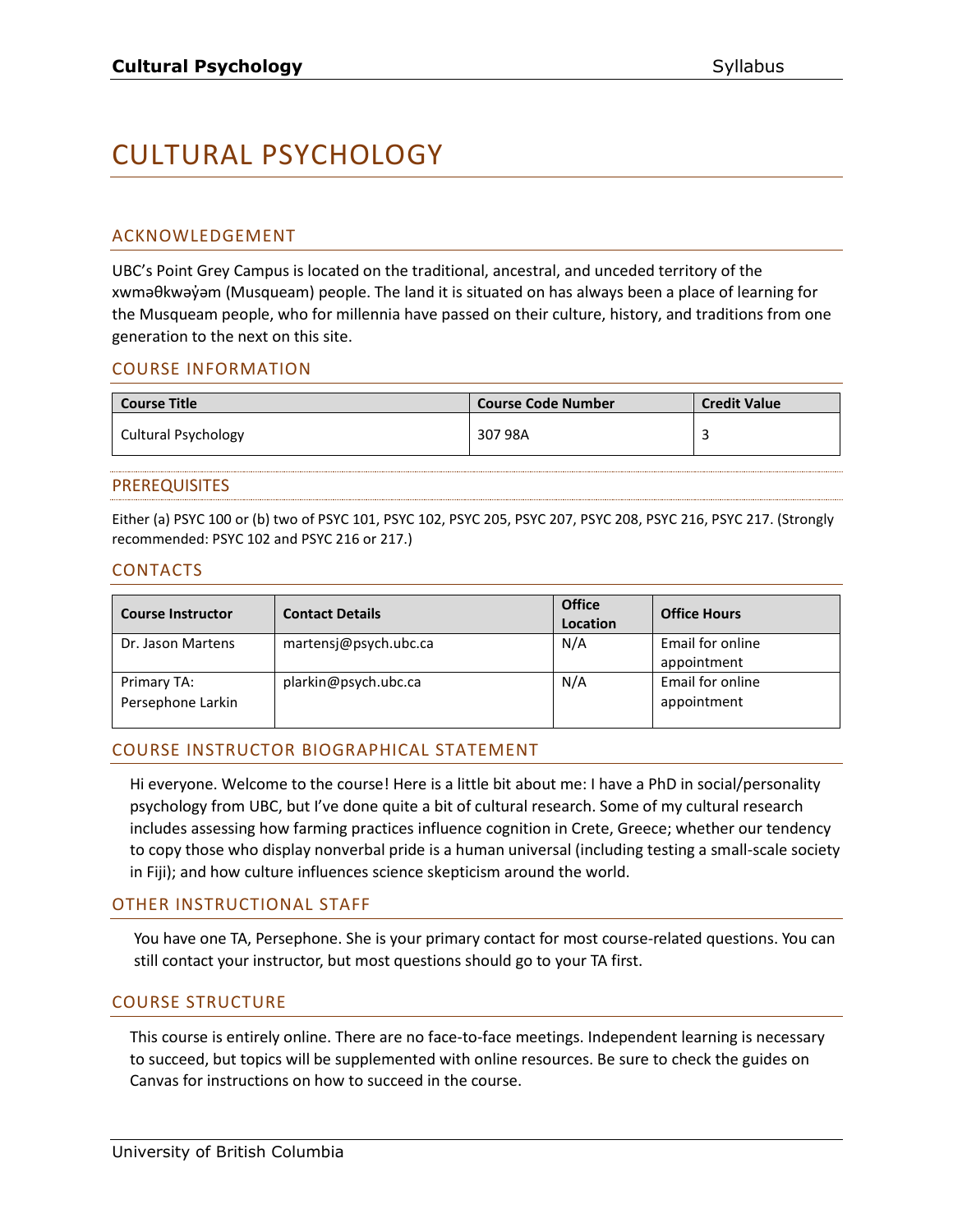# CULTURAL PSYCHOLOGY

## ACKNOWLEDGEMENT

UBC's Point Grey Campus is located on the traditional, ancestral, and unceded territory of the xʷməθkʷəy̓əm (Musqueam) people. The land it is situated on has always been a place of learning for the Musqueam people, who for millennia have passed on their culture, history, and traditions from one generation to the next on this site.

## COURSE INFORMATION

| Course Title | Course Code Number | Credit Value |
|---|---|---|
| Cultural Psychology | 307 98A | 3 |

## PREREQUISITES

Either (a) PSYC 100 or (b) two of PSYC 101, PSYC 102, PSYC 205, PSYC 207, PSYC 208, PSYC 216, PSYC 217. (Strongly recommended: PSYC 102 and PSYC 216 or 217.)

## CONTACTS

| Course Instructor | Contact Details | Office Location | Office Hours |
|---|---|---|---|
| Dr. Jason Martens | martensj@psych.ubc.ca | N/A | Email for online appointment |
| Primary TA: Persephone Larkin | plarkin@psych.ubc.ca | N/A | Email for online appointment |

## COURSE INSTRUCTOR BIOGRAPHICAL STATEMENT

Hi everyone. Welcome to the course! Here is a little bit about me: I have a PhD in social/personality psychology from UBC, but I've done quite a bit of cultural research. Some of my cultural research includes assessing how farming practices influence cognition in Crete, Greece; whether our tendency to copy those who display nonverbal pride is a human universal (including testing a small-scale society in Fiji); and how culture influences science skepticism around the world.

## OTHER INSTRUCTIONAL STAFF

You have one TA, Persephone. She is your primary contact for most course-related questions. You can still contact your instructor, but most questions should go to your TA first.

## COURSE STRUCTURE

This course is entirely online. There are no face-to-face meetings. Independent learning is necessary to succeed, but topics will be supplemented with online resources. Be sure to check the guides on Canvas for instructions on how to succeed in the course.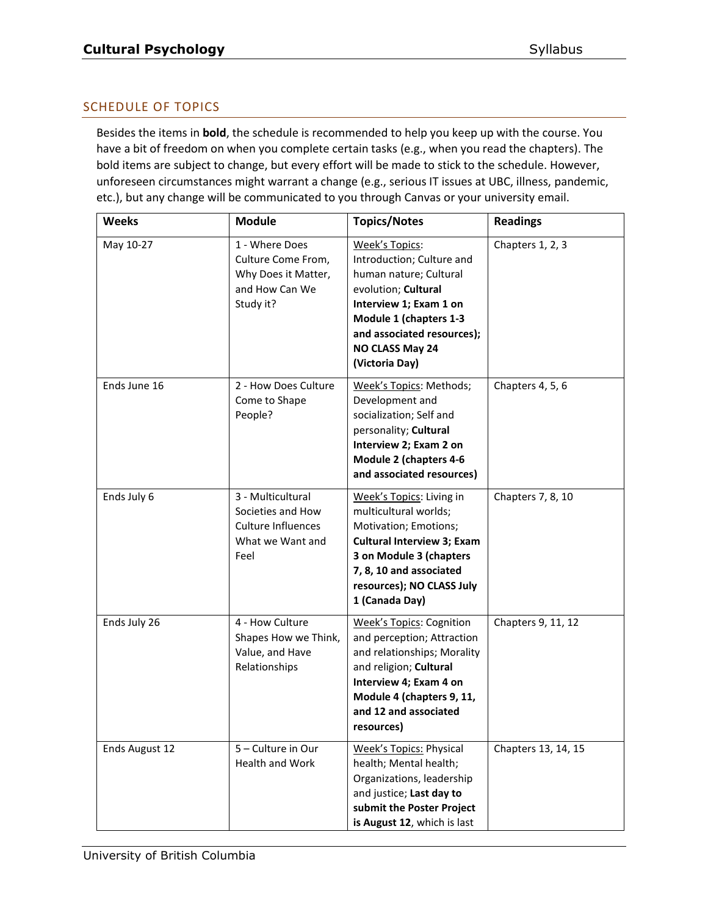## SCHEDULE OF TOPICS

Besides the items in **bold**, the schedule is recommended to help you keep up with the course. You have a bit of freedom on when you complete certain tasks (e.g., when you read the chapters). The bold items are subject to change, but every effort will be made to stick to the schedule. However, unforeseen circumstances might warrant a change (e.g., serious IT issues at UBC, illness, pandemic, etc.), but any change will be communicated to you through Canvas or your university email.

| Weeks | Module | Topics/Notes | Readings |
|---|---|---|---|
| May 10-27 | 1 - Where Does Culture Come From, Why Does it Matter, and How Can We Study it? | Week's Topics: Introduction; Culture and human nature; Cultural evolution; **Cultural Interview 1; Exam 1 on Module 1 (chapters 1-3 and associated resources); NO CLASS May 24 (Victoria Day)** | Chapters 1, 2, 3 |
| Ends June 16 | 2 - How Does Culture Come to Shape People? | Week's Topics: Methods; Development and socialization; Self and personality; **Cultural Interview 2; Exam 2 on Module 2 (chapters 4-6 and associated resources)** | Chapters 4, 5, 6 |
| Ends July 6 | 3 - Multicultural Societies and How Culture Influences What we Want and Feel | Week's Topics: Living in multicultural worlds; Motivation; Emotions; **Cultural Interview 3; Exam 3 on Module 3 (chapters 7, 8, 10 and associated resources); NO CLASS July 1 (Canada Day)** | Chapters 7, 8, 10 |
| Ends July 26 | 4 - How Culture Shapes How we Think, Value, and Have Relationships | Week's Topics: Cognition and perception; Attraction and relationships; Morality and religion; **Cultural Interview 4; Exam 4 on Module 4 (chapters 9, 11, and 12 and associated resources)** | Chapters 9, 11, 12 |
| Ends August 12 | 5 – Culture in Our Health and Work | Week's Topics: Physical health; Mental health; Organizations, leadership and justice; **Last day to submit the Poster Project is August 12**, which is last | Chapters 13, 14, 15 |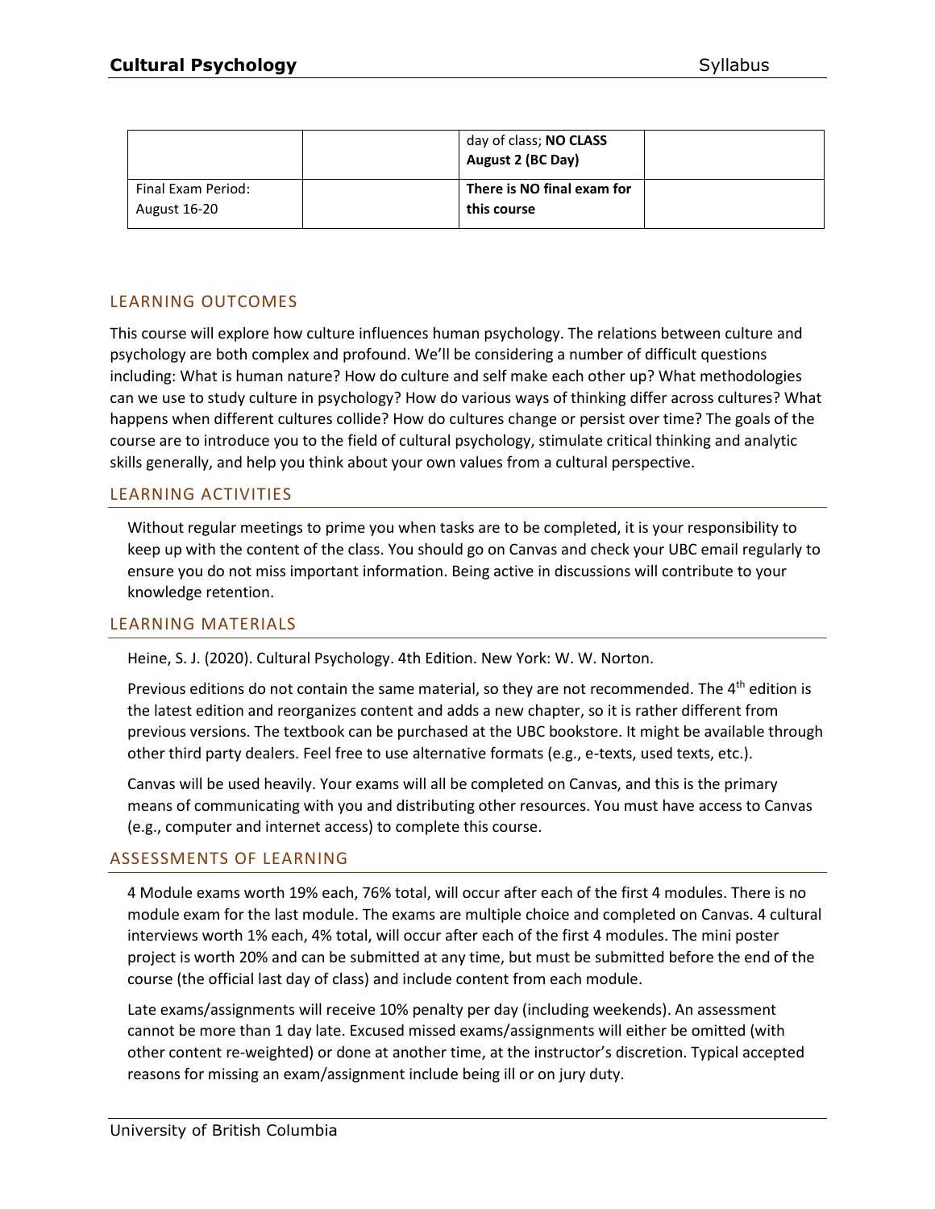| | | day of class; **NO CLASS August 2 (BC Day)** | |
|---|---|---|---|
| Final Exam Period: August 16-20 | | **There is NO final exam for this course** | |

## LEARNING OUTCOMES

This course will explore how culture influences human psychology. The relations between culture and psychology are both complex and profound. We'll be considering a number of difficult questions including: What is human nature? How do culture and self make each other up? What methodologies can we use to study culture in psychology? How do various ways of thinking differ across cultures? What happens when different cultures collide? How do cultures change or persist over time? The goals of the course are to introduce you to the field of cultural psychology, stimulate critical thinking and analytic skills generally, and help you think about your own values from a cultural perspective.

## LEARNING ACTIVITIES

Without regular meetings to prime you when tasks are to be completed, it is your responsibility to keep up with the content of the class. You should go on Canvas and check your UBC email regularly to ensure you do not miss important information. Being active in discussions will contribute to your knowledge retention.

## LEARNING MATERIALS

Heine, S. J. (2020). Cultural Psychology. 4th Edition. New York: W. W. Norton.

Previous editions do not contain the same material, so they are not recommended. The 4th edition is the latest edition and reorganizes content and adds a new chapter, so it is rather different from previous versions. The textbook can be purchased at the UBC bookstore. It might be available through other third party dealers. Feel free to use alternative formats (e.g., e-texts, used texts, etc.).

Canvas will be used heavily. Your exams will all be completed on Canvas, and this is the primary means of communicating with you and distributing other resources. You must have access to Canvas (e.g., computer and internet access) to complete this course.

## ASSESSMENTS OF LEARNING

4 Module exams worth 19% each, 76% total, will occur after each of the first 4 modules. There is no module exam for the last module. The exams are multiple choice and completed on Canvas. 4 cultural interviews worth 1% each, 4% total, will occur after each of the first 4 modules. The mini poster project is worth 20% and can be submitted at any time, but must be submitted before the end of the course (the official last day of class) and include content from each module.

Late exams/assignments will receive 10% penalty per day (including weekends). An assessment cannot be more than 1 day late. Excused missed exams/assignments will either be omitted (with other content re-weighted) or done at another time, at the instructor's discretion. Typical accepted reasons for missing an exam/assignment include being ill or on jury duty.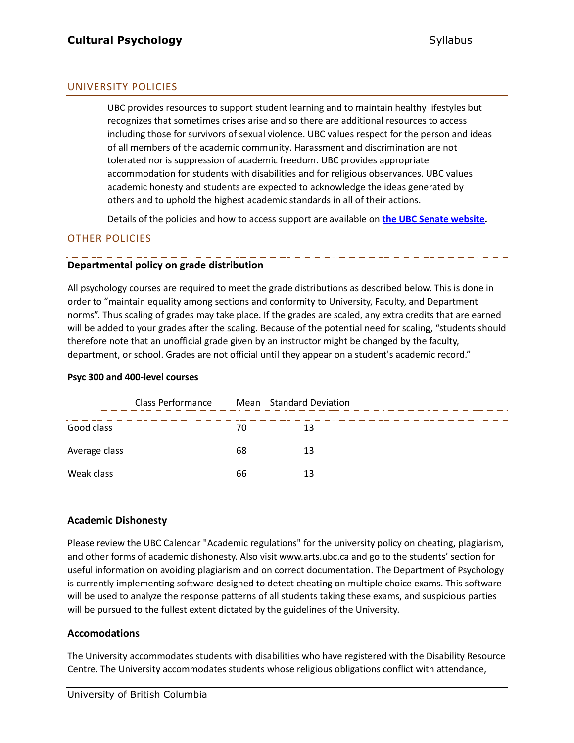## UNIVERSITY POLICIES

UBC provides resources to support student learning and to maintain healthy lifestyles but recognizes that sometimes crises arise and so there are additional resources to access including those for survivors of sexual violence. UBC values respect for the person and ideas of all members of the academic community. Harassment and discrimination are not tolerated nor is suppression of academic freedom. UBC provides appropriate accommodation for students with disabilities and for religious observances. UBC values academic honesty and students are expected to acknowledge the ideas generated by others and to uphold the highest academic standards in all of their actions.

Details of the policies and how to access support are available on **[the UBC Senate website](#).**

## OTHER POLICIES

### Departmental policy on grade distribution

All psychology courses are required to meet the grade distributions as described below. This is done in order to "maintain equality among sections and conformity to University, Faculty, and Department norms". Thus scaling of grades may take place. If the grades are scaled, any extra credits that are earned will be added to your grades after the scaling. Because of the potential need for scaling, "students should therefore note that an unofficial grade given by an instructor might be changed by the faculty, department, or school. Grades are not official until they appear on a student's academic record."

**Psyc 300 and 400-level courses**

| Class Performance | Mean | Standard Deviation |
|---|---|---|
| Good class | 70 | 13 |
| Average class | 68 | 13 |
| Weak class | 66 | 13 |

### Academic Dishonesty

Please review the UBC Calendar "Academic regulations" for the university policy on cheating, plagiarism, and other forms of academic dishonesty. Also visit www.arts.ubc.ca and go to the students' section for useful information on avoiding plagiarism and on correct documentation. The Department of Psychology is currently implementing software designed to detect cheating on multiple choice exams. This software will be used to analyze the response patterns of all students taking these exams, and suspicious parties will be pursued to the fullest extent dictated by the guidelines of the University.

### Accomodations

The University accommodates students with disabilities who have registered with the Disability Resource Centre. The University accommodates students whose religious obligations conflict with attendance,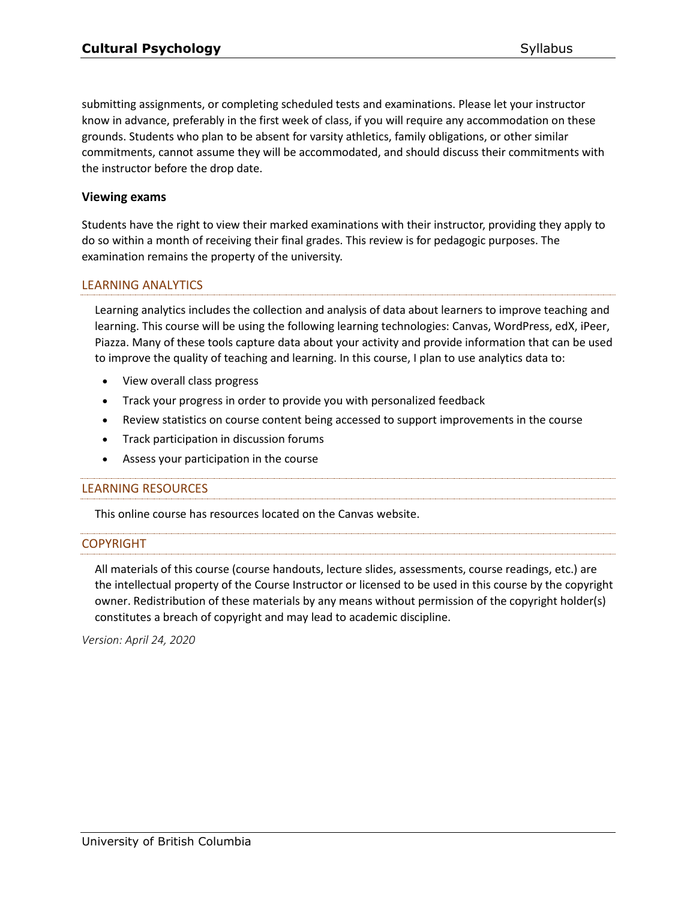submitting assignments, or completing scheduled tests and examinations. Please let your instructor know in advance, preferably in the first week of class, if you will require any accommodation on these grounds. Students who plan to be absent for varsity athletics, family obligations, or other similar commitments, cannot assume they will be accommodated, and should discuss their commitments with the instructor before the drop date.

### Viewing exams

Students have the right to view their marked examinations with their instructor, providing they apply to do so within a month of receiving their final grades. This review is for pedagogic purposes. The examination remains the property of the university.

## LEARNING ANALYTICS

Learning analytics includes the collection and analysis of data about learners to improve teaching and learning. This course will be using the following learning technologies: Canvas, WordPress, edX, iPeer, Piazza. Many of these tools capture data about your activity and provide information that can be used to improve the quality of teaching and learning. In this course, I plan to use analytics data to:

- View overall class progress
- Track your progress in order to provide you with personalized feedback
- Review statistics on course content being accessed to support improvements in the course
- Track participation in discussion forums
- Assess your participation in the course

## LEARNING RESOURCES

This online course has resources located on the Canvas website.

## COPYRIGHT

All materials of this course (course handouts, lecture slides, assessments, course readings, etc.) are the intellectual property of the Course Instructor or licensed to be used in this course by the copyright owner. Redistribution of these materials by any means without permission of the copyright holder(s) constitutes a breach of copyright and may lead to academic discipline.

*Version: April 24, 2020*